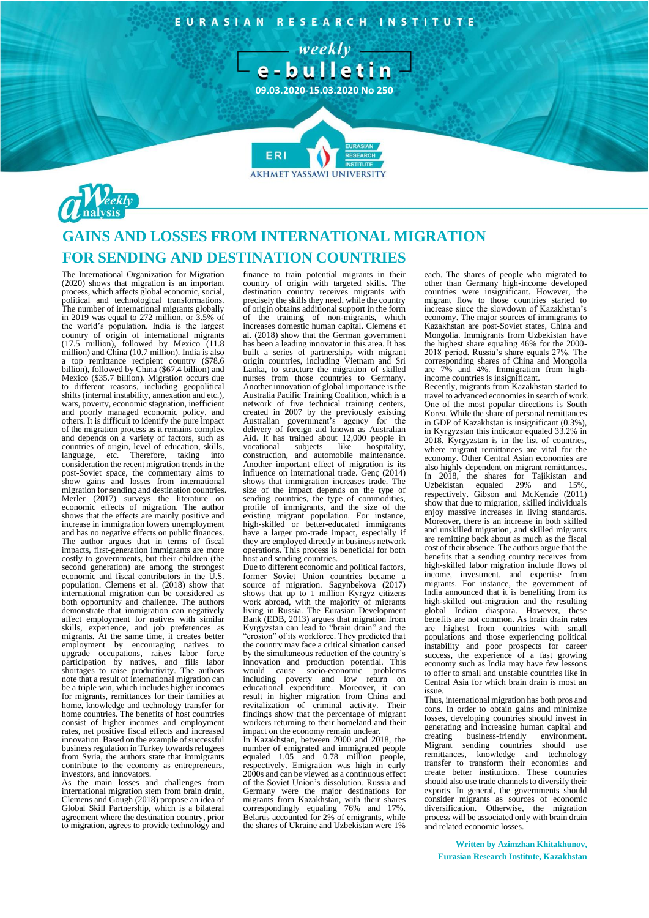EURASIAN RESEARCH INSTITUTE

weekly e-bulletin

09.03.2020-15.03.2020 No 250

Weekly analysis

# GAINS AND LOSSES FROM INTERNATIONAL MIGRATION FOR SENDING AND DESTINATION COUNTRIES

The International Organization for Migration (2020) shows that migration is an important process, which affects global economic, social, political and technological transformations. The number of international migrants globally in 2019 was equal to 272 million, or 3.5% of the world's population. India is the largest country of origin of international migrants (17.5 million), followed by Mexico (11.8 million) and China (10.7 million). India is also a top remittance recipient country ($78.6 billion), followed by China ($67.4 billion) and Mexico ($35.7 billion). Migration occurs due to different reasons, including geopolitical shifts (internal instability, annexation and etc.), wars, poverty, economic stagnation, inefficient and poorly managed economic policy, and others. It is difficult to identify the pure impact of the migration process as it remains complex and depends on a variety of factors, such as countries of origin, level of education, skills, language, etc. Therefore, taking into consideration the recent migration trends in the post-Soviet space, the commentary aims to show gains and losses from international migration for sending and destination countries.

Merler (2017) surveys the literature on economic effects of migration. The author shows that the effects are mainly positive and increase in immigration lowers unemployment and has no negative effects on public finances. The author argues that in terms of fiscal impacts, first-generation immigrants are more costly to governments, but their children (the second generation) are among the strongest economic and fiscal contributors in the U.S. population. Clemens et al. (2018) show that international migration can be considered as both opportunity and challenge. The authors demonstrate that immigration can negatively affect employment for natives with similar skills, experience, and job preferences as migrants. At the same time, it creates better employment by encouraging natives to upgrade occupations, raises labor force participation by natives, and fills labor shortages to raise productivity. The authors note that a result of international migration can be a triple win, which includes higher incomes for migrants, remittances for their families at home, knowledge and technology transfer for home countries. The benefits of host countries consist of higher incomes and employment rates, net positive fiscal effects and increased innovation. Based on the example of successful business regulation in Turkey towards refugees from Syria, the authors state that immigrants contribute to the economy as entrepreneurs, investors, and innovators.

As the main losses and challenges from international migration stem from brain drain, Clemens and Gough (2018) propose an idea of Global Skill Partnership, which is a bilateral agreement where the destination country, prior to migration, agrees to provide technology and finance to train potential migrants in their country of origin with targeted skills. The destination country receives migrants with precisely the skills they need, while the country of origin obtains additional support in the form of the training of non-migrants, which increases domestic human capital. Clemens et al. (2018) show that the German government has been a leading innovator in this area. It has built a series of partnerships with migrant origin countries, including Vietnam and Sri Lanka, to structure the migration of skilled nurses from those countries to Germany. Another innovation of global importance is the Australia Pacific Training Coalition, which is a network of five technical training centers, created in 2007 by the previously existing Australian government's agency for the delivery of foreign aid known as Australian Aid. It has trained about 12,000 people in vocational subjects like hospitality, construction, and automobile maintenance.

Another important effect of migration is its influence on international trade. Genç (2014) shows that immigration increases trade. The size of the impact depends on the type of sending countries, the type of commodities, profile of immigrants, and the size of the existing migrant population. For instance, high-skilled or better-educated immigrants have a larger pro-trade impact, especially if they are employed directly in business network operations. This process is beneficial for both host and sending countries.

Due to different economic and political factors, former Soviet Union countries became a source of migration. Sagynbekova (2017) shows that up to 1 million Kyrgyz citizens work abroad, with the majority of migrants living in Russia. The Eurasian Development Bank (EDB, 2013) argues that migration from Kyrgyzstan can lead to "brain drain" and the "erosion" of its workforce. They predicted that the country may face a critical situation caused by the simultaneous reduction of the country's innovation and production potential. This would cause socio-economic problems including poverty and low return on educational expenditure. Moreover, it can result in higher migration from China and revitalization of criminal activity. Their findings show that the percentage of migrant workers returning to their homeland and their impact on the economy remain unclear.

In Kazakhstan, between 2000 and 2018, the number of emigrated and immigrated people equaled 1.05 and 0.78 million people, respectively. Emigration was high in early 2000s and can be viewed as a continuous effect of the Soviet Union's dissolution. Russia and Germany were the major destinations for migrants from Kazakhstan, with their shares correspondingly equaling 76% and 17%. Belarus accounted for 2% of emigrants, while the shares of Ukraine and Uzbekistan were 1% each. The shares of people who migrated to other than Germany high-income developed countries were insignificant. However, the migrant flow to those countries started to increase since the slowdown of Kazakhstan's economy. The major sources of immigrants to Kazakhstan are post-Soviet states, China and Mongolia. Immigrants from Uzbekistan have the highest share equaling 46% for the 2000-2018 period. Russia's share equals 27%. The corresponding shares of China and Mongolia are 7% and 4%. Immigration from high-income countries is insignificant.

Recently, migrants from Kazakhstan started to travel to advanced economies in search of work. One of the most popular directions is South Korea. While the share of personal remittances in GDP of Kazakhstan is insignificant (0.3%), in Kyrgyzstan this indicator equaled 33.2% in 2018. Kyrgyzstan is in the list of countries, where migrant remittances are vital for the economy. Other Central Asian economies are also highly dependent on migrant remittances. In 2018, the shares for Tajikistan and Uzbekistan equaled 29% and 15%, respectively. Gibson and McKenzie (2011) show that due to migration, skilled individuals enjoy massive increases in living standards. Moreover, there is an increase in both skilled and unskilled migration, and skilled migrants are remitting back about as much as the fiscal cost of their absence. The authors argue that the benefits that a sending country receives from high-skilled labor migration include flows of income, investment, and expertise from migrants. For instance, the government of India announced that it is benefiting from its high-skilled out-migration and the resulting global Indian diaspora. However, these benefits are not common. As brain drain rates are highest from countries with small populations and those experiencing political instability and poor prospects for career success, the experience of a fast growing economy such as India may have few lessons to offer to small and unstable countries like in Central Asia for which brain drain is most an issue.

Thus, international migration has both pros and cons. In order to obtain gains and minimize losses, developing countries should invest in generating and increasing human capital and creating business-friendly environment. Migrant sending countries should use remittances, knowledge and technology transfer to transform their economies and create better institutions. These countries should also use trade channels to diversify their exports. In general, the governments should consider migrants as sources of economic diversification. Otherwise, the migration process will be associated only with brain drain and related economic losses.

**Written by Azimzhan Khitakhunov, Eurasian Research Institute, Kazakhstan**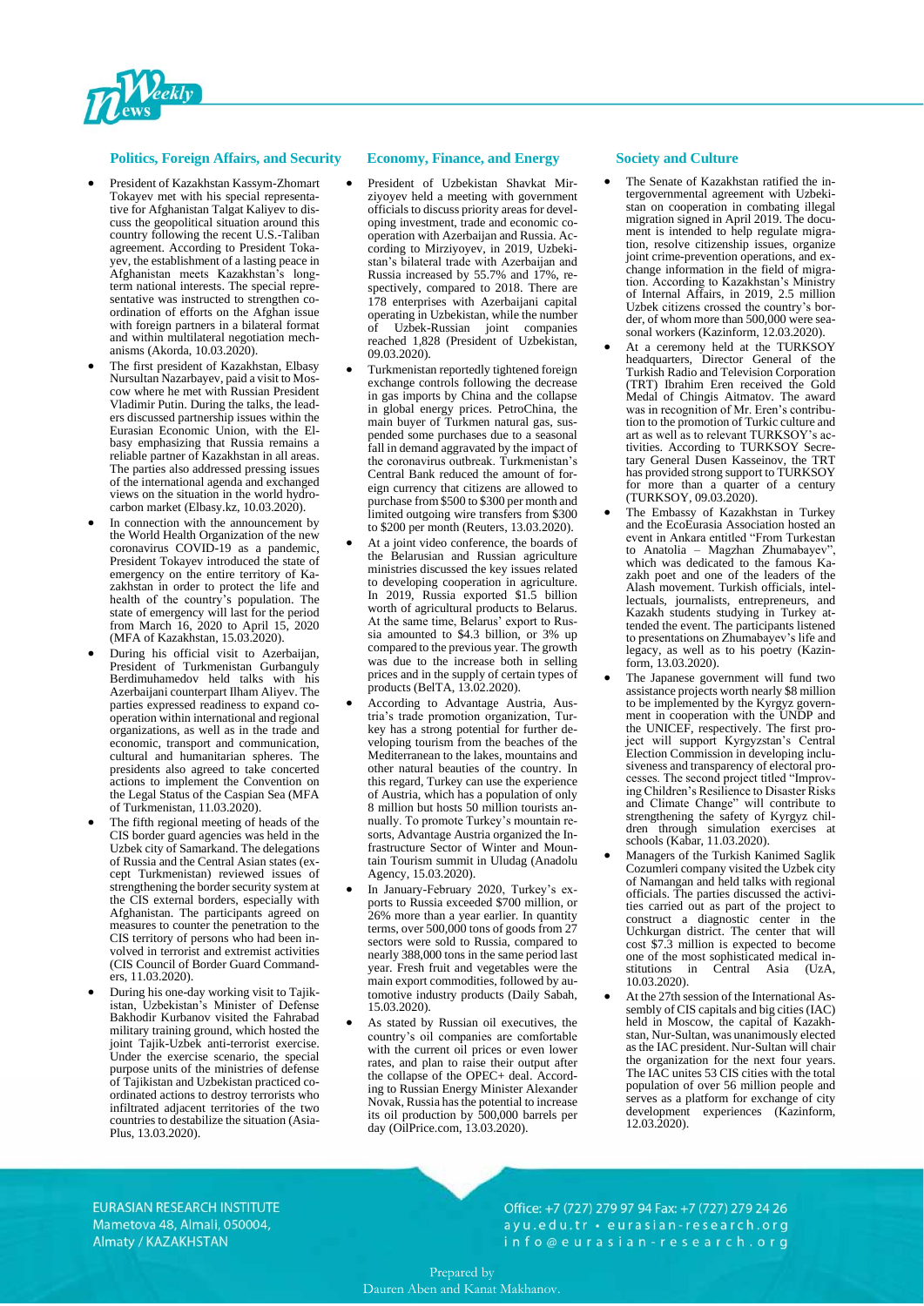## Politics, Foreign Affairs, and Security

- President of Kazakhstan Kassym-Zhomart Tokayev met with his special representative for Afghanistan Talgat Kaliyev to discuss the geopolitical situation around this country following the recent U.S.-Taliban agreement. According to President Tokayev, the establishment of a lasting peace in Afghanistan meets Kazakhstan's long-term national interests. The special representative was instructed to strengthen coordination of efforts on the Afghan issue with foreign partners in a bilateral format and within multilateral negotiation mechanisms (Akorda, 10.03.2020).
- The first president of Kazakhstan, Elbasy Nursultan Nazarbayev, paid a visit to Moscow where he met with Russian President Vladimir Putin. During the talks, the leaders discussed partnership issues within the Eurasian Economic Union, with the Elbasy emphasizing that Russia remains a reliable partner of Kazakhstan in all areas. The parties also addressed pressing issues of the international agenda and exchanged views on the situation in the world hydrocarbon market (Elbasy.kz, 10.03.2020).
- In connection with the announcement by the World Health Organization of the new coronavirus COVID-19 as a pandemic, President Tokayev introduced the state of emergency on the entire territory of Kazakhstan in order to protect the life and health of the country's population. The state of emergency will last for the period from March 16, 2020 to April 15, 2020 (MFA of Kazakhstan, 15.03.2020).
- During his official visit to Azerbaijan, President of Turkmenistan Gurbanguly Berdimuhamedov held talks with his Azerbaijani counterpart Ilham Aliyev. The parties expressed readiness to expand cooperation within international and regional organizations, as well as in the trade and economic, transport and communication, cultural and humanitarian spheres. The presidents also agreed to take concerted actions to implement the Convention on the Legal Status of the Caspian Sea (MFA of Turkmenistan, 11.03.2020).
- The fifth regional meeting of heads of the CIS border guard agencies was held in the Uzbek city of Samarkand. The delegations of Russia and the Central Asian states (except Turkmenistan) reviewed issues of strengthening the border security system at the CIS external borders, especially with Afghanistan. The participants agreed on measures to counter the penetration to the CIS territory of persons who had been involved in terrorist and extremist activities (CIS Council of Border Guard Commanders, 11.03.2020).
- During his one-day working visit to Tajikistan, Uzbekistan's Minister of Defense Bakhodir Kurbanov visited the Fahrabad military training ground, which hosted the joint Tajik-Uzbek anti-terrorist exercise. Under the exercise scenario, the special purpose units of the ministries of defense of Tajikistan and Uzbekistan practiced coordinated actions to destroy terrorists who infiltrated adjacent territories of the two countries to destabilize the situation (Asia-Plus, 13.03.2020).

## Economy, Finance, and Energy

- President of Uzbekistan Shavkat Mirziyoyev held a meeting with government officials to discuss priority areas for developing investment, trade and economic cooperation with Azerbaijan and Russia. According to Mirziyoyev, in 2019, Uzbekistan's bilateral trade with Azerbaijan and Russia increased by 55.7% and 17%, respectively, compared to 2018. There are 178 enterprises with Azerbaijani capital operating in Uzbekistan, while the number of Uzbek-Russian joint companies reached 1,828 (President of Uzbekistan, 09.03.2020).
- Turkmenistan reportedly tightened foreign exchange controls following the decrease in gas imports by China and the collapse in global energy prices. PetroChina, the main buyer of Turkmen natural gas, suspended some purchases due to a seasonal fall in demand aggravated by the impact of the coronavirus outbreak. Turkmenistan's Central Bank reduced the amount of foreign currency that citizens are allowed to purchase from $500 to $300 per month and limited outgoing wire transfers from $300 to $200 per month (Reuters, 13.03.2020).
- At a joint video conference, the boards of the Belarusian and Russian agriculture ministries discussed the key issues related to developing cooperation in agriculture. In 2019, Russia exported $1.5 billion worth of agricultural products to Belarus. At the same time, Belarus' export to Russia amounted to $4.3 billion, or 3% up compared to the previous year. The growth was due to the increase both in selling prices and in the supply of certain types of products (BelTA, 13.02.2020).
- According to Advantage Austria, Austria's trade promotion organization, Turkey has a strong potential for further developing tourism from the beaches of the Mediterranean to the lakes, mountains and other natural beauties of the country. In this regard, Turkey can use the experience of Austria, which has a population of only 8 million but hosts 50 million tourists annually. To promote Turkey's mountain resorts, Advantage Austria organized the Infrastructure Sector of Winter and Mountain Tourism summit in Uludag (Anadolu Agency, 15.03.2020).
- In January-February 2020, Turkey's exports to Russia exceeded $700 million, or 26% more than a year earlier. In quantity terms, over 500,000 tons of goods from 27 sectors were sold to Russia, compared to nearly 388,000 tons in the same period last year. Fresh fruit and vegetables were the main export commodities, followed by automotive industry products (Daily Sabah, 15.03.2020).
- As stated by Russian oil executives, the country's oil companies are comfortable with the current oil prices or even lower rates, and plan to raise their output after the collapse of the OPEC+ deal. According to Russian Energy Minister Alexander Novak, Russia has the potential to increase its oil production by 500,000 barrels per day (OilPrice.com, 13.03.2020).

## Society and Culture

- The Senate of Kazakhstan ratified the intergovernmental agreement with Uzbekistan on cooperation in combating illegal migration signed in April 2019. The document is intended to help regulate migration, resolve citizenship issues, organize joint crime-prevention operations, and exchange information in the field of migration. According to Kazakhstan's Ministry of Internal Affairs, in 2019, 2.5 million Uzbek citizens crossed the country's border, of whom more than 500,000 were seasonal workers (Kazinform, 12.03.2020).
- At a ceremony held at the TURKSOY headquarters, Director General of the Turkish Radio and Television Corporation (TRT) Ibrahim Eren received the Gold Medal of Chingis Aitmatov. The award was in recognition of Mr. Eren's contribution to the promotion of Turkic culture and art as well as to relevant TURKSOY's activities. According to TURKSOY Secretary General Dusen Kasseinov, the TRT has provided strong support to TURKSOY for more than a quarter of a century (TURKSOY, 09.03.2020).
- The Embassy of Kazakhstan in Turkey and the EcoEurasia Association hosted an event in Ankara entitled "From Turkestan to Anatolia – Magzhan Zhumabayev", which was dedicated to the famous Kazakh poet and one of the leaders of the Alash movement. Turkish officials, intellectuals, journalists, entrepreneurs, and Kazakh students studying in Turkey attended the event. The participants listened to presentations on Zhumabayev's life and legacy, as well as to his poetry (Kazinform, 13.03.2020).
- The Japanese government will fund two assistance projects worth nearly $8 million to be implemented by the Kyrgyz government in cooperation with the UNDP and the UNICEF, respectively. The first project will support Kyrgyzstan's Central Election Commission in developing inclusiveness and transparency of electoral processes. The second project titled "Improving Children's Resilience to Disaster Risks and Climate Change" will contribute to strengthening the safety of Kyrgyz children through simulation exercises at schools (Kabar, 11.03.2020).
- Managers of the Turkish Kanimed Saglik Cozumleri company visited the Uzbek city of Namangan and held talks with regional officials. The parties discussed the activities carried out as part of the project to construct a diagnostic center in the Uchkurgan district. The center that will cost $7.3 million is expected to become one of the most sophisticated medical institutions in Central Asia (UzA, 10.03.2020).
- At the 27th session of the International Assembly of CIS capitals and big cities (IAC) held in Moscow, the capital of Kazakhstan, Nur-Sultan, was unanimously elected as the IAC president. Nur-Sultan will chair the organization for the next four years. The IAC unites 53 CIS cities with the total population of over 56 million people and serves as a platform for exchange of city development experiences (Kazinform, 12.03.2020).

EURASIAN RESEARCH INSTITUTE
Mametova 48, Almali, 050004,
Almaty / KAZAKHSTAN

Office: +7 (727) 279 97 94 Fax: +7 (727) 279 24 26
ayu.edu.tr • eurasian-research.org
info@eurasian-research.org

Prepared by
Dauren Aben and Kanat Makhanov.